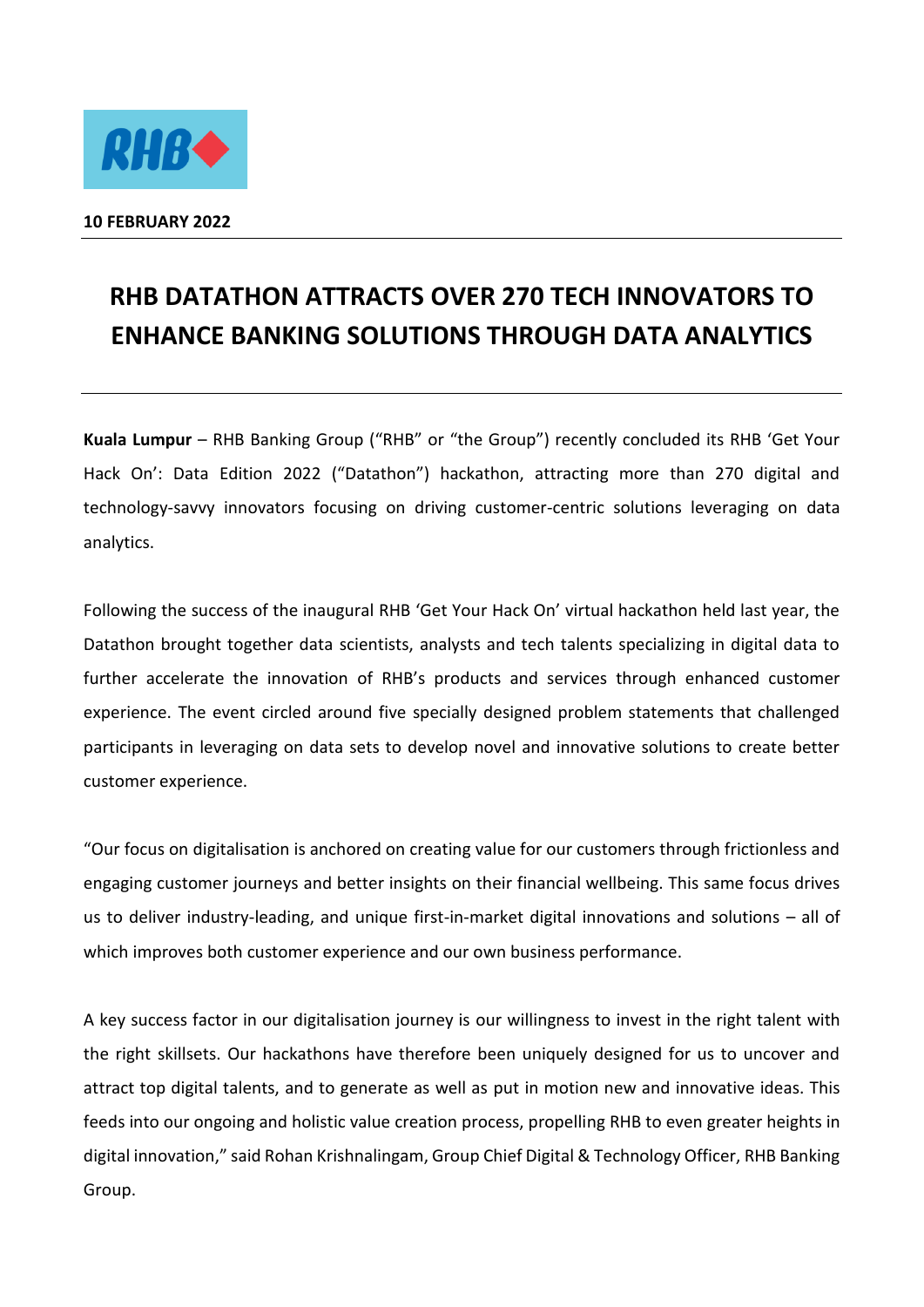**10 FEBRUARY 2022**

# RHB DATATHON ATTRACTS OVER 270 TECH INNOVATORS TO ENHANCE BANKING SOLUTIONS THROUGH DATA ANALYTICS

**Kuala Lumpur** – RHB Banking Group ("RHB" or "the Group") recently concluded its RHB 'Get Your Hack On': Data Edition 2022 ("Datathon") hackathon, attracting more than 270 digital and technology-savvy innovators focusing on driving customer-centric solutions leveraging on data analytics.

Following the success of the inaugural RHB 'Get Your Hack On' virtual hackathon held last year, the Datathon brought together data scientists, analysts and tech talents specializing in digital data to further accelerate the innovation of RHB's products and services through enhanced customer experience. The event circled around five specially designed problem statements that challenged participants in leveraging on data sets to develop novel and innovative solutions to create better customer experience.

"Our focus on digitalisation is anchored on creating value for our customers through frictionless and engaging customer journeys and better insights on their financial wellbeing. This same focus drives us to deliver industry-leading, and unique first-in-market digital innovations and solutions – all of which improves both customer experience and our own business performance.

A key success factor in our digitalisation journey is our willingness to invest in the right talent with the right skillsets. Our hackathons have therefore been uniquely designed for us to uncover and attract top digital talents, and to generate as well as put in motion new and innovative ideas. This feeds into our ongoing and holistic value creation process, propelling RHB to even greater heights in digital innovation," said Rohan Krishnalingam, Group Chief Digital & Technology Officer, RHB Banking Group.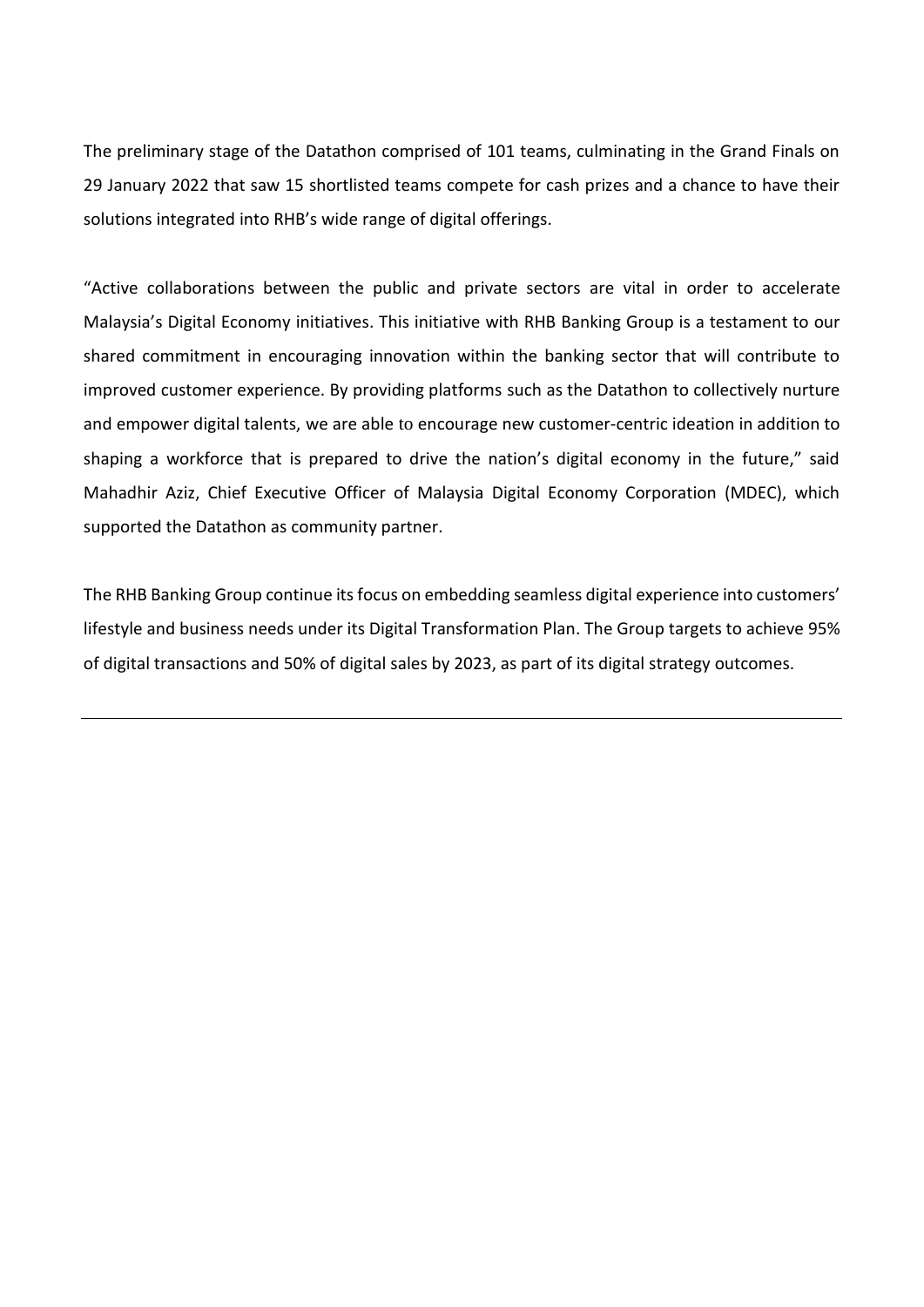The preliminary stage of the Datathon comprised of 101 teams, culminating in the Grand Finals on 29 January 2022 that saw 15 shortlisted teams compete for cash prizes and a chance to have their solutions integrated into RHB's wide range of digital offerings.

"Active collaborations between the public and private sectors are vital in order to accelerate Malaysia's Digital Economy initiatives. This initiative with RHB Banking Group is a testament to our shared commitment in encouraging innovation within the banking sector that will contribute to improved customer experience. By providing platforms such as the Datathon to collectively nurture and empower digital talents, we are able to encourage new customer-centric ideation in addition to shaping a workforce that is prepared to drive the nation's digital economy in the future," said Mahadhir Aziz, Chief Executive Officer of Malaysia Digital Economy Corporation (MDEC), which supported the Datathon as community partner.

The RHB Banking Group continue its focus on embedding seamless digital experience into customers' lifestyle and business needs under its Digital Transformation Plan. The Group targets to achieve 95% of digital transactions and 50% of digital sales by 2023, as part of its digital strategy outcomes.

---